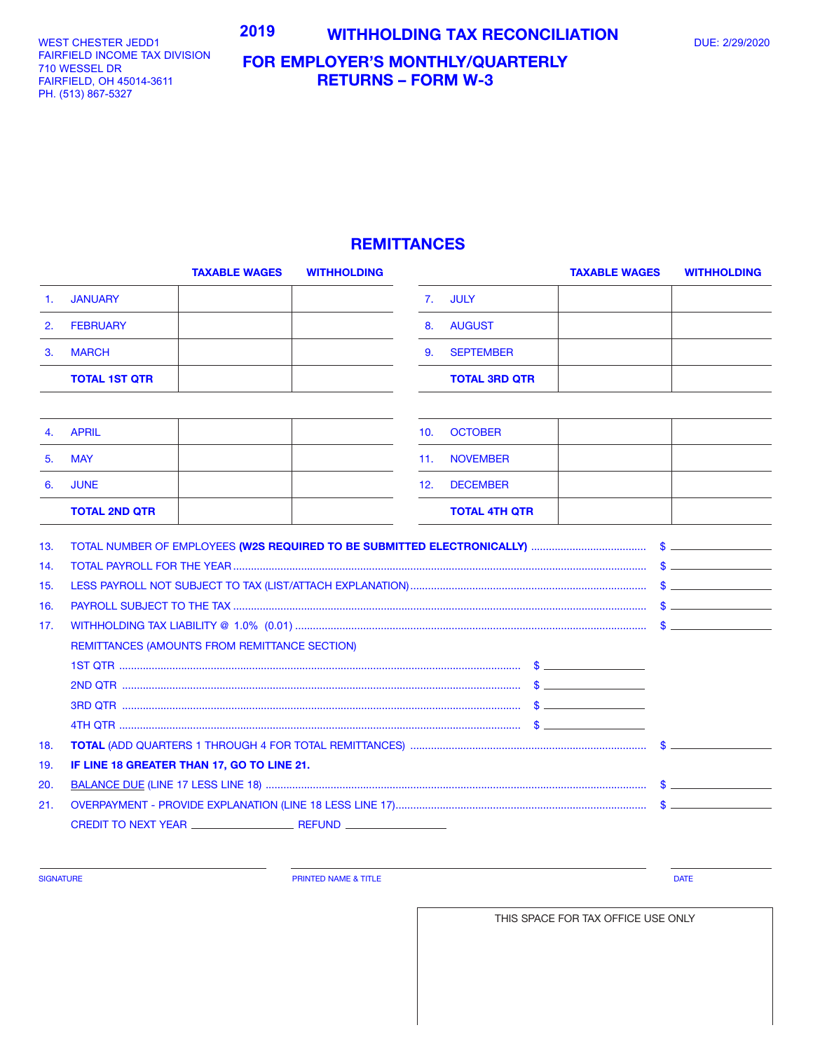WEST CHESTER JEDD1
FAIRFIELD INCOME TAX DIVISION
710 WESSEL DR
FAIRFIELD, OH 45014-3611
PH. (513) 867-5327

# 2019 WITHHOLDING TAX RECONCILIATION

# FOR EMPLOYER'S MONTHLY/QUARTERLY RETURNS – FORM W-3

DUE: 2/29/2020

## REMITTANCES

| | | TAXABLE WAGES | WITHHOLDING |
|---|---|---|---|
| 1. | JANUARY | | |
| 2. | FEBRUARY | | |
| 3. | MARCH | | |
| | **TOTAL 1ST QTR** | | |
| 4. | APRIL | | |
| 5. | MAY | | |
| 6. | JUNE | | |
| | **TOTAL 2ND QTR** | | |
| 7. | JULY | | |
| 8. | AUGUST | | |
| 9. | SEPTEMBER | | |
| | **TOTAL 3RD QTR** | | |
| 10. | OCTOBER | | |
| 11. | NOVEMBER | | |
| 12. | DECEMBER | | |
| | **TOTAL 4TH QTR** | | |

13. TOTAL NUMBER OF EMPLOYEES **(W2S REQUIRED TO BE SUBMITTED ELECTRONICALLY)** .................................... $ ____________
14. TOTAL PAYROLL FOR THE YEAR .................................... $ ____________
15. LESS PAYROLL NOT SUBJECT TO TAX (LIST/ATTACH EXPLANATION) .................................... $ ____________
16. PAYROLL SUBJECT TO THE TAX .................................... $ ____________
17. WITHHOLDING TAX LIABILITY @ 1.0% (0.01) .................................... $ ____________

REMITTANCES (AMOUNTS FROM REMITTANCE SECTION)

1ST QTR .................................... $ ____________
2ND QTR .................................... $ ____________
3RD QTR .................................... $ ____________
4TH QTR .................................... $ ____________

18. **TOTAL** (ADD QUARTERS 1 THROUGH 4 FOR TOTAL REMITTANCES) .................................... $ ____________
19. **IF LINE 18 GREATER THAN 17, GO TO LINE 21.**
20. BALANCE DUE (LINE 17 LESS LINE 18) .................................... $ ____________
21. OVERPAYMENT - PROVIDE EXPLANATION (LINE 18 LESS LINE 17) .................................... $ ____________

CREDIT TO NEXT YEAR ____________ REFUND ____________

SIGNATURE ____________ PRINTED NAME & TITLE ____________ DATE ____________

THIS SPACE FOR TAX OFFICE USE ONLY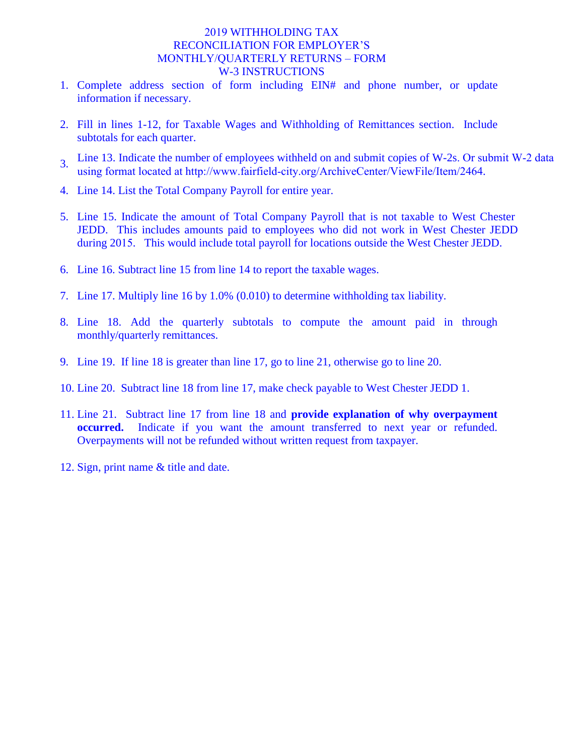# 2019 WITHHOLDING TAX RECONCILIATION FOR EMPLOYER'S MONTHLY/QUARTERLY RETURNS – FORM W-3 INSTRUCTIONS

1. Complete address section of form including EIN# and phone number, or update information if necessary.

2. Fill in lines 1-12, for Taxable Wages and Withholding of Remittances section. Include subtotals for each quarter.

3. Line 13. Indicate the number of employees withheld on and submit copies of W-2s. Or submit W-2 data using format located at http://www.fairfield-city.org/ArchiveCenter/ViewFile/Item/2464.

4. Line 14. List the Total Company Payroll for entire year.

5. Line 15. Indicate the amount of Total Company Payroll that is not taxable to West Chester JEDD. This includes amounts paid to employees who did not work in West Chester JEDD during 2015. This would include total payroll for locations outside the West Chester JEDD.

6. Line 16. Subtract line 15 from line 14 to report the taxable wages.

7. Line 17. Multiply line 16 by 1.0% (0.010) to determine withholding tax liability.

8. Line 18. Add the quarterly subtotals to compute the amount paid in through monthly/quarterly remittances.

9. Line 19. If line 18 is greater than line 17, go to line 21, otherwise go to line 20.

10. Line 20. Subtract line 18 from line 17, make check payable to West Chester JEDD 1.

11. Line 21. Subtract line 17 from line 18 and **provide explanation of why overpayment occurred.** Indicate if you want the amount transferred to next year or refunded. Overpayments will not be refunded without written request from taxpayer.

12. Sign, print name & title and date.